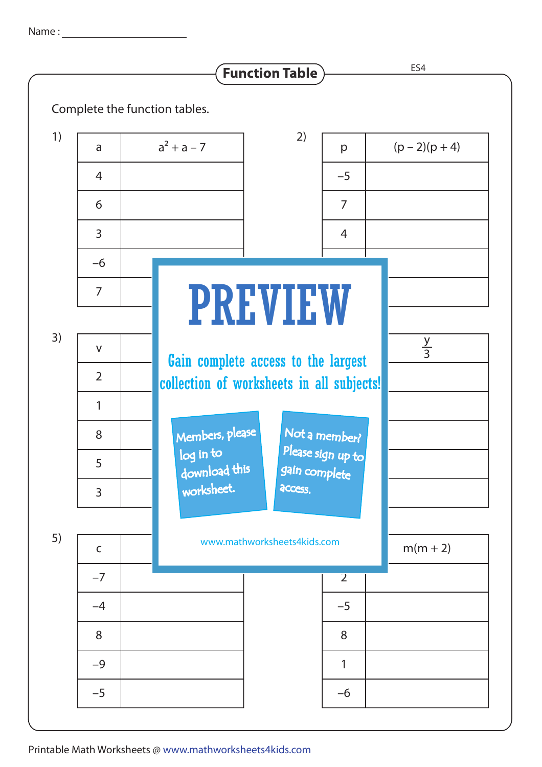Name : ______________________

# Function Table

ES4

Complete the function tables.

1)

| a | $a^2 + a - 7$ |
|---|---|
| 4 | |
| 6 | |
| 3 | |
| −6 | |
| 7 | |

2)

| p | $(p - 2)(p + 4)$ |
|---|---|
| −5 | |
| 7 | |
| 4 | |
| | |
| | |

3)

| v | |
|---|---|
| 2 | |
| 1 | |
| 8 | |
| 5 | |
| 3 | |

4)

| | $\frac{y}{3}$ |
|---|---|
| | |
| | |
| | |
| | |
| | |

PREVIEW

Gain complete access to the largest collection of worksheets in all subjects!

Members, please log in to download this worksheet.

Not a member? Please sign up to gain complete access.

www.mathworksheets4kids.com

5)

| c | |
|---|---|
| −7 | |
| −4 | |
| 8 | |
| −9 | |
| −5 | |

6)

| | $m(m + 2)$ |
|---|---|
| 2 | |
| −5 | |
| 8 | |
| 1 | |
| −6 | |

Printable Math Worksheets @ www.mathworksheets4kids.com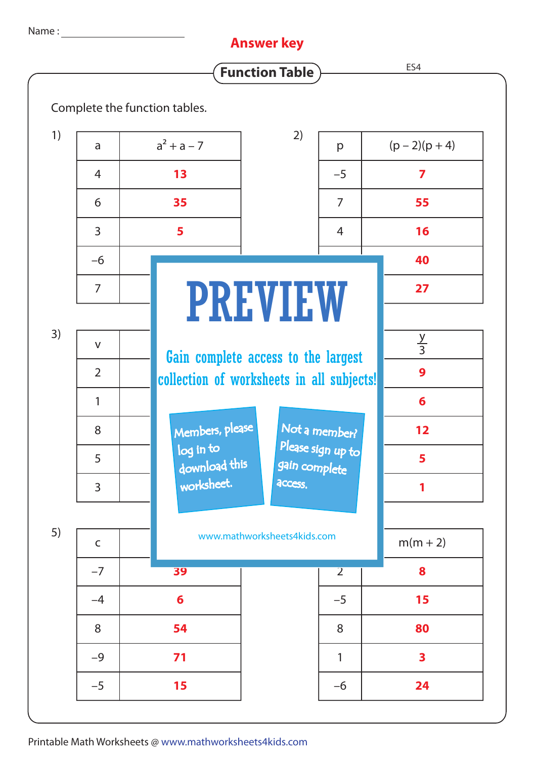Name :

**Answer key**

## Function Table

ES4

Complete the function tables.

1)

| a | $a^2 + a - 7$ |
|---|---|
| 4 | **13** |
| 6 | **35** |
| 3 | **5** |
| –6 | |
| 7 | |

2)

| p | $(p - 2)(p + 4)$ |
|---|---|
| –5 | **7** |
| 7 | **55** |
| 4 | **16** |
| | **40** |
| | **27** |

3)

| v | |
|---|---|
| 2 | |
| 1 | |
| 8 | |
| 5 | |
| 3 | |

4)

| | $\frac{y}{3}$ |
|---|---|
| | **9** |
| | **6** |
| | **12** |
| | **5** |
| | **1** |

5)

| c | |
|---|---|
| –7 | **39** |
| –4 | **6** |
| 8 | **54** |
| –9 | **71** |
| –5 | **15** |

6)

| | $m(m + 2)$ |
|---|---|
| 2 | **8** |
| –5 | **15** |
| 8 | **80** |
| 1 | **3** |
| –6 | **24** |

PREVIEW

Gain complete access to the largest collection of worksheets in all subjects!

Members, please log in to download this worksheet.

Not a member? Please sign up to gain complete access.

www.mathworksheets4kids.com

Printable Math Worksheets @ www.mathworksheets4kids.com